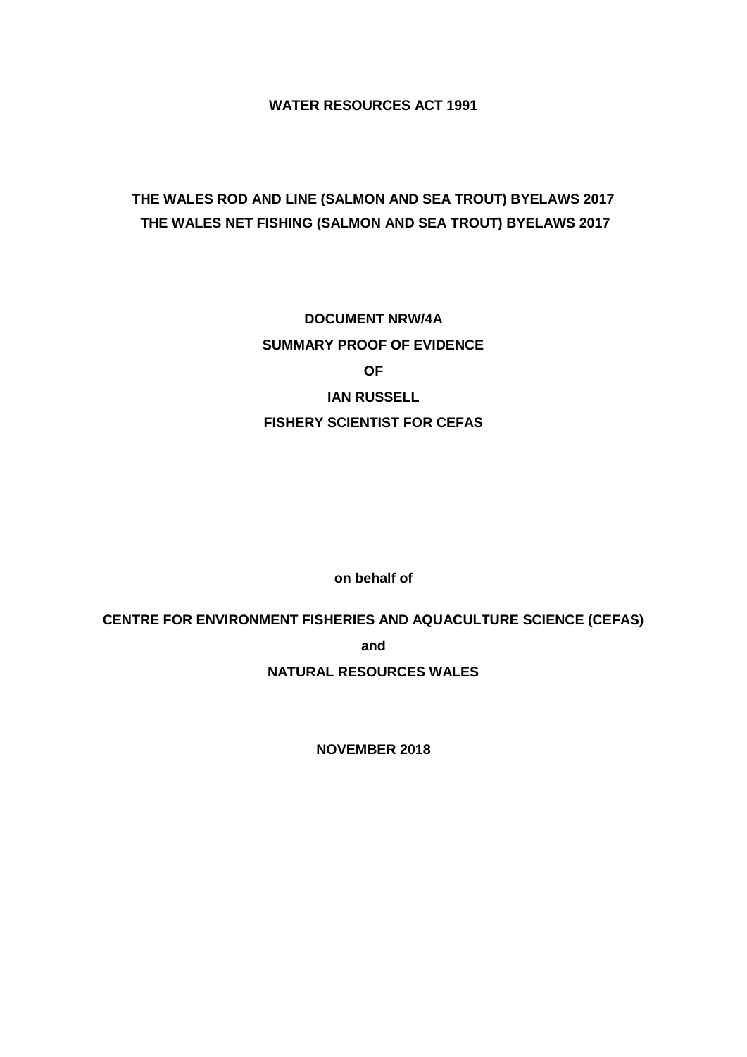**WATER RESOURCES ACT 1991**

**THE WALES ROD AND LINE (SALMON AND SEA TROUT) BYELAWS 2017**
**THE WALES NET FISHING (SALMON AND SEA TROUT) BYELAWS 2017**

**DOCUMENT NRW/4A**

**SUMMARY PROOF OF EVIDENCE**

**OF**

**IAN RUSSELL**

**FISHERY SCIENTIST FOR CEFAS**

**on behalf of**

**CENTRE FOR ENVIRONMENT FISHERIES AND AQUACULTURE SCIENCE (CEFAS)**

**and**

**NATURAL RESOURCES WALES**

**NOVEMBER 2018**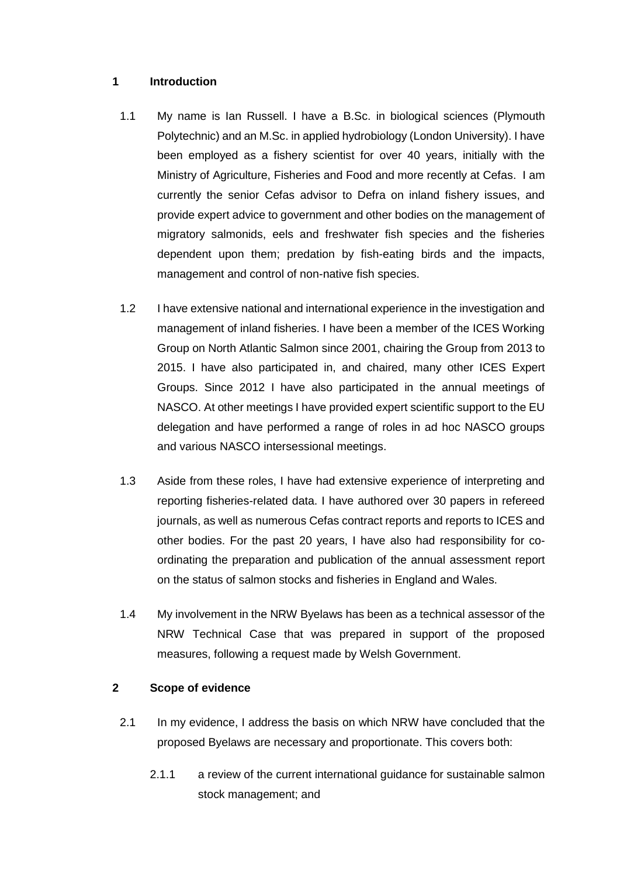## 1 Introduction

1.1 My name is Ian Russell. I have a B.Sc. in biological sciences (Plymouth Polytechnic) and an M.Sc. in applied hydrobiology (London University). I have been employed as a fishery scientist for over 40 years, initially with the Ministry of Agriculture, Fisheries and Food and more recently at Cefas. I am currently the senior Cefas advisor to Defra on inland fishery issues, and provide expert advice to government and other bodies on the management of migratory salmonids, eels and freshwater fish species and the fisheries dependent upon them; predation by fish-eating birds and the impacts, management and control of non-native fish species.

1.2 I have extensive national and international experience in the investigation and management of inland fisheries. I have been a member of the ICES Working Group on North Atlantic Salmon since 2001, chairing the Group from 2013 to 2015. I have also participated in, and chaired, many other ICES Expert Groups. Since 2012 I have also participated in the annual meetings of NASCO. At other meetings I have provided expert scientific support to the EU delegation and have performed a range of roles in ad hoc NASCO groups and various NASCO intersessional meetings.

1.3 Aside from these roles, I have had extensive experience of interpreting and reporting fisheries-related data. I have authored over 30 papers in refereed journals, as well as numerous Cefas contract reports and reports to ICES and other bodies. For the past 20 years, I have also had responsibility for co-ordinating the preparation and publication of the annual assessment report on the status of salmon stocks and fisheries in England and Wales.

1.4 My involvement in the NRW Byelaws has been as a technical assessor of the NRW Technical Case that was prepared in support of the proposed measures, following a request made by Welsh Government.

## 2 Scope of evidence

2.1 In my evidence, I address the basis on which NRW have concluded that the proposed Byelaws are necessary and proportionate. This covers both:

2.1.1 a review of the current international guidance for sustainable salmon stock management; and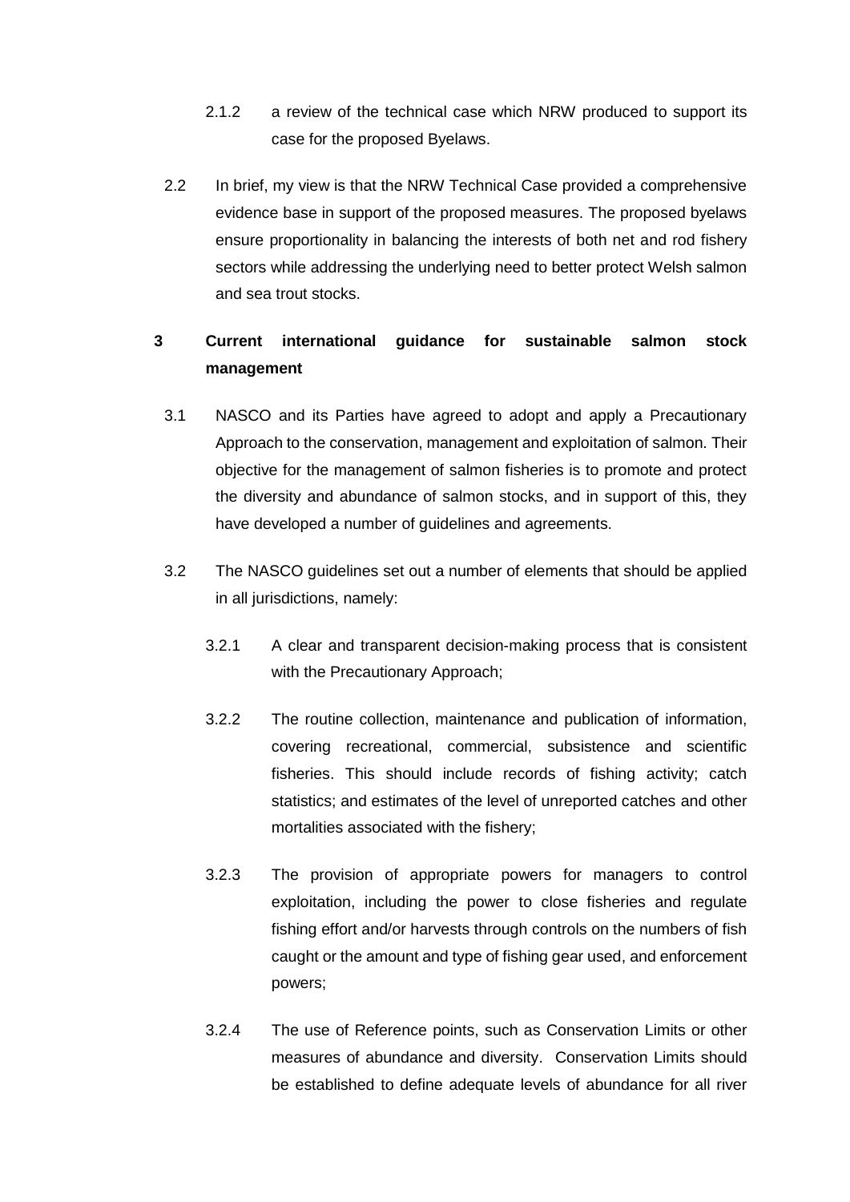2.1.2 a review of the technical case which NRW produced to support its case for the proposed Byelaws.

2.2 In brief, my view is that the NRW Technical Case provided a comprehensive evidence base in support of the proposed measures. The proposed byelaws ensure proportionality in balancing the interests of both net and rod fishery sectors while addressing the underlying need to better protect Welsh salmon and sea trout stocks.

## 3 Current international guidance for sustainable salmon stock management

3.1 NASCO and its Parties have agreed to adopt and apply a Precautionary Approach to the conservation, management and exploitation of salmon. Their objective for the management of salmon fisheries is to promote and protect the diversity and abundance of salmon stocks, and in support of this, they have developed a number of guidelines and agreements.

3.2 The NASCO guidelines set out a number of elements that should be applied in all jurisdictions, namely:

3.2.1 A clear and transparent decision-making process that is consistent with the Precautionary Approach;

3.2.2 The routine collection, maintenance and publication of information, covering recreational, commercial, subsistence and scientific fisheries. This should include records of fishing activity; catch statistics; and estimates of the level of unreported catches and other mortalities associated with the fishery;

3.2.3 The provision of appropriate powers for managers to control exploitation, including the power to close fisheries and regulate fishing effort and/or harvests through controls on the numbers of fish caught or the amount and type of fishing gear used, and enforcement powers;

3.2.4 The use of Reference points, such as Conservation Limits or other measures of abundance and diversity. Conservation Limits should be established to define adequate levels of abundance for all river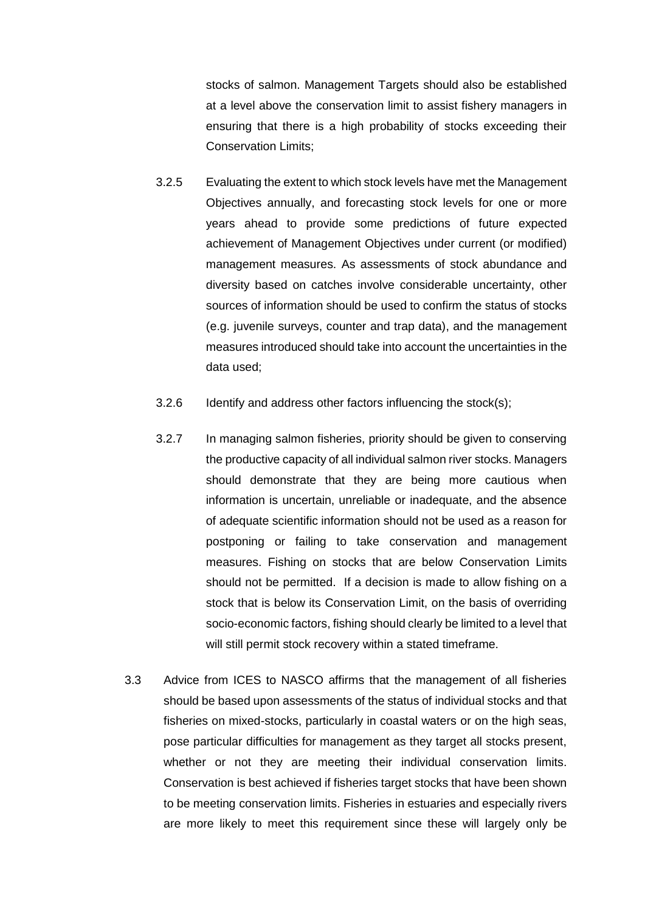stocks of salmon. Management Targets should also be established at a level above the conservation limit to assist fishery managers in ensuring that there is a high probability of stocks exceeding their Conservation Limits;

3.2.5 Evaluating the extent to which stock levels have met the Management Objectives annually, and forecasting stock levels for one or more years ahead to provide some predictions of future expected achievement of Management Objectives under current (or modified) management measures. As assessments of stock abundance and diversity based on catches involve considerable uncertainty, other sources of information should be used to confirm the status of stocks (e.g. juvenile surveys, counter and trap data), and the management measures introduced should take into account the uncertainties in the data used;

3.2.6 Identify and address other factors influencing the stock(s);

3.2.7 In managing salmon fisheries, priority should be given to conserving the productive capacity of all individual salmon river stocks. Managers should demonstrate that they are being more cautious when information is uncertain, unreliable or inadequate, and the absence of adequate scientific information should not be used as a reason for postponing or failing to take conservation and management measures. Fishing on stocks that are below Conservation Limits should not be permitted. If a decision is made to allow fishing on a stock that is below its Conservation Limit, on the basis of overriding socio-economic factors, fishing should clearly be limited to a level that will still permit stock recovery within a stated timeframe.

3.3 Advice from ICES to NASCO affirms that the management of all fisheries should be based upon assessments of the status of individual stocks and that fisheries on mixed-stocks, particularly in coastal waters or on the high seas, pose particular difficulties for management as they target all stocks present, whether or not they are meeting their individual conservation limits. Conservation is best achieved if fisheries target stocks that have been shown to be meeting conservation limits. Fisheries in estuaries and especially rivers are more likely to meet this requirement since these will largely only be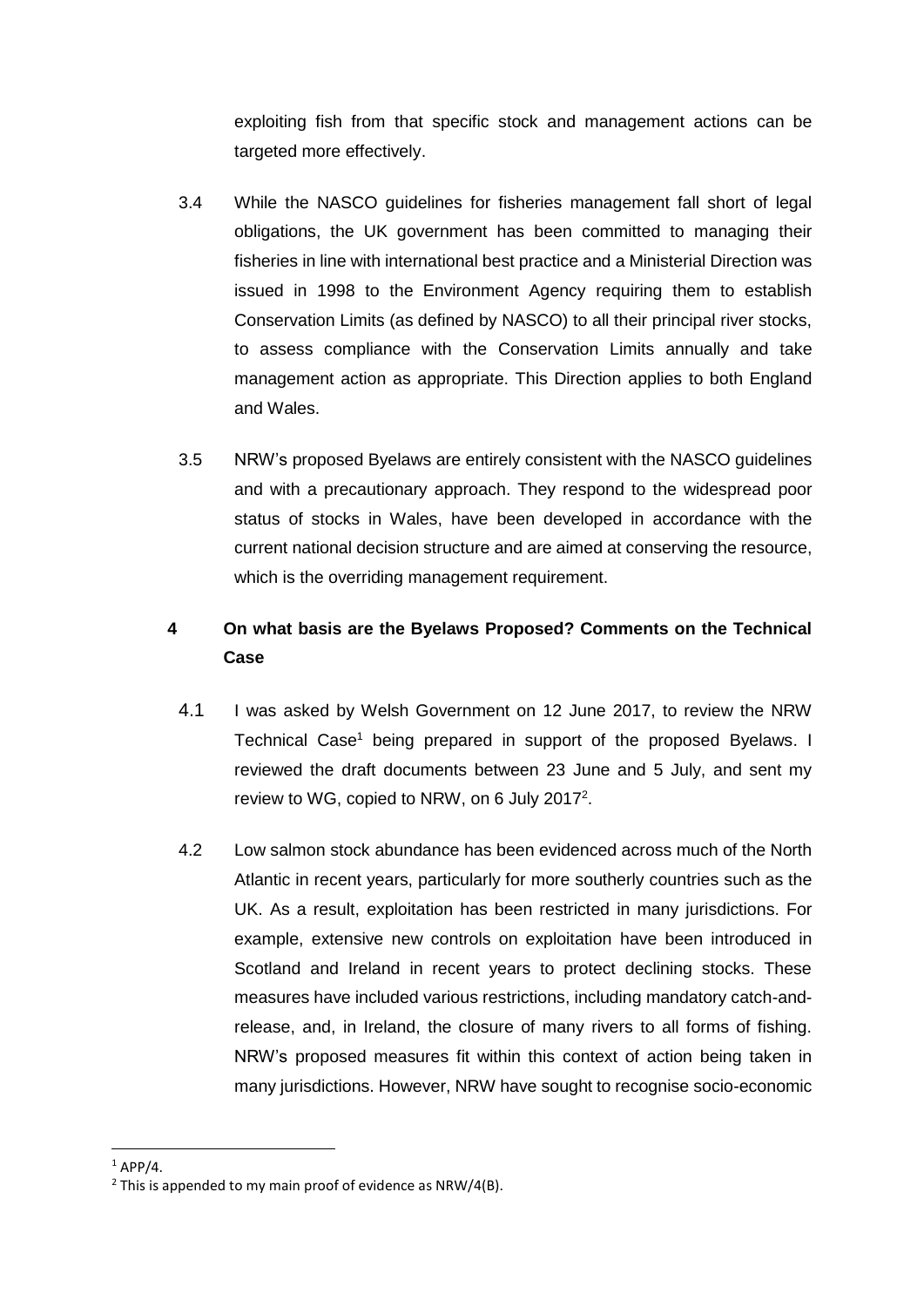exploiting fish from that specific stock and management actions can be targeted more effectively.

3.4 While the NASCO guidelines for fisheries management fall short of legal obligations, the UK government has been committed to managing their fisheries in line with international best practice and a Ministerial Direction was issued in 1998 to the Environment Agency requiring them to establish Conservation Limits (as defined by NASCO) to all their principal river stocks, to assess compliance with the Conservation Limits annually and take management action as appropriate. This Direction applies to both England and Wales.

3.5 NRW's proposed Byelaws are entirely consistent with the NASCO guidelines and with a precautionary approach. They respond to the widespread poor status of stocks in Wales, have been developed in accordance with the current national decision structure and are aimed at conserving the resource, which is the overriding management requirement.

## 4 On what basis are the Byelaws Proposed? Comments on the Technical Case

4.1 I was asked by Welsh Government on 12 June 2017, to review the NRW Technical Case[1] being prepared in support of the proposed Byelaws. I reviewed the draft documents between 23 June and 5 July, and sent my review to WG, copied to NRW, on 6 July 2017[2].

4.2 Low salmon stock abundance has been evidenced across much of the North Atlantic in recent years, particularly for more southerly countries such as the UK. As a result, exploitation has been restricted in many jurisdictions. For example, extensive new controls on exploitation have been introduced in Scotland and Ireland in recent years to protect declining stocks. These measures have included various restrictions, including mandatory catch-and-release, and, in Ireland, the closure of many rivers to all forms of fishing. NRW's proposed measures fit within this context of action being taken in many jurisdictions. However, NRW have sought to recognise socio-economic

---

[1] APP/4.

[2] This is appended to my main proof of evidence as NRW/4(B).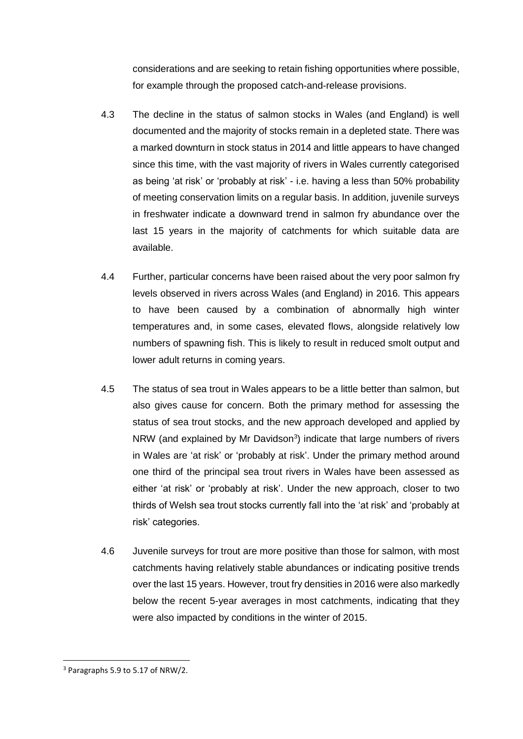considerations and are seeking to retain fishing opportunities where possible, for example through the proposed catch-and-release provisions.

4.3 The decline in the status of salmon stocks in Wales (and England) is well documented and the majority of stocks remain in a depleted state. There was a marked downturn in stock status in 2014 and little appears to have changed since this time, with the vast majority of rivers in Wales currently categorised as being 'at risk' or 'probably at risk' - i.e. having a less than 50% probability of meeting conservation limits on a regular basis. In addition, juvenile surveys in freshwater indicate a downward trend in salmon fry abundance over the last 15 years in the majority of catchments for which suitable data are available.

4.4 Further, particular concerns have been raised about the very poor salmon fry levels observed in rivers across Wales (and England) in 2016. This appears to have been caused by a combination of abnormally high winter temperatures and, in some cases, elevated flows, alongside relatively low numbers of spawning fish. This is likely to result in reduced smolt output and lower adult returns in coming years.

4.5 The status of sea trout in Wales appears to be a little better than salmon, but also gives cause for concern. Both the primary method for assessing the status of sea trout stocks, and the new approach developed and applied by NRW (and explained by Mr Davidson[3]) indicate that large numbers of rivers in Wales are 'at risk' or 'probably at risk'. Under the primary method around one third of the principal sea trout rivers in Wales have been assessed as either 'at risk' or 'probably at risk'. Under the new approach, closer to two thirds of Welsh sea trout stocks currently fall into the 'at risk' and 'probably at risk' categories.

4.6 Juvenile surveys for trout are more positive than those for salmon, with most catchments having relatively stable abundances or indicating positive trends over the last 15 years. However, trout fry densities in 2016 were also markedly below the recent 5-year averages in most catchments, indicating that they were also impacted by conditions in the winter of 2015.

---

[3] Paragraphs 5.9 to 5.17 of NRW/2.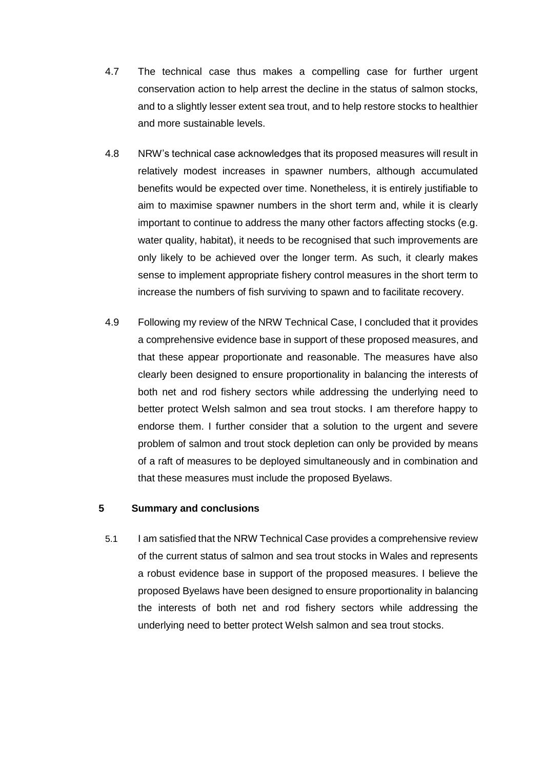4.7 The technical case thus makes a compelling case for further urgent conservation action to help arrest the decline in the status of salmon stocks, and to a slightly lesser extent sea trout, and to help restore stocks to healthier and more sustainable levels.

4.8 NRW's technical case acknowledges that its proposed measures will result in relatively modest increases in spawner numbers, although accumulated benefits would be expected over time. Nonetheless, it is entirely justifiable to aim to maximise spawner numbers in the short term and, while it is clearly important to continue to address the many other factors affecting stocks (e.g. water quality, habitat), it needs to be recognised that such improvements are only likely to be achieved over the longer term. As such, it clearly makes sense to implement appropriate fishery control measures in the short term to increase the numbers of fish surviving to spawn and to facilitate recovery.

4.9 Following my review of the NRW Technical Case, I concluded that it provides a comprehensive evidence base in support of these proposed measures, and that these appear proportionate and reasonable. The measures have also clearly been designed to ensure proportionality in balancing the interests of both net and rod fishery sectors while addressing the underlying need to better protect Welsh salmon and sea trout stocks. I am therefore happy to endorse them. I further consider that a solution to the urgent and severe problem of salmon and trout stock depletion can only be provided by means of a raft of measures to be deployed simultaneously and in combination and that these measures must include the proposed Byelaws.

## 5 Summary and conclusions

5.1 I am satisfied that the NRW Technical Case provides a comprehensive review of the current status of salmon and sea trout stocks in Wales and represents a robust evidence base in support of the proposed measures. I believe the proposed Byelaws have been designed to ensure proportionality in balancing the interests of both net and rod fishery sectors while addressing the underlying need to better protect Welsh salmon and sea trout stocks.